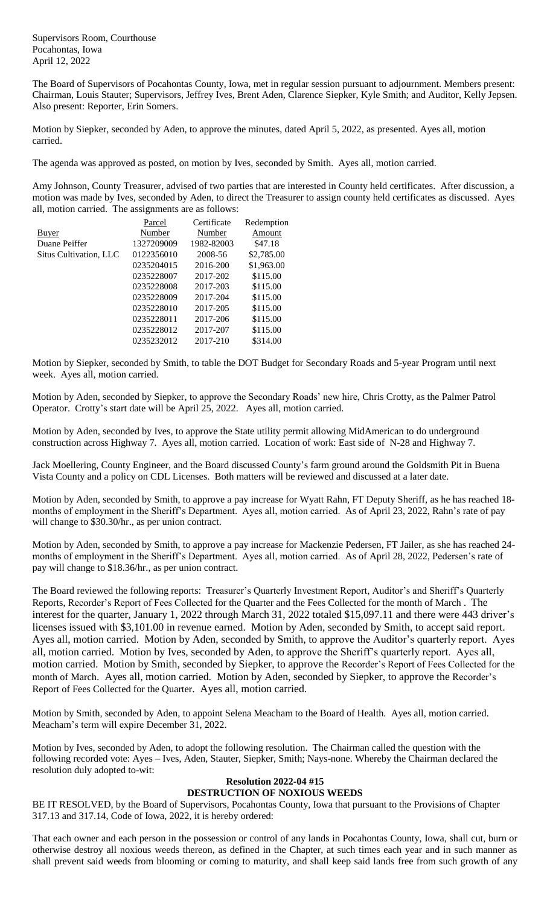Supervisors Room, Courthouse
Pocahontas, Iowa
April 12, 2022

The Board of Supervisors of Pocahontas County, Iowa, met in regular session pursuant to adjournment. Members present: Chairman, Louis Stauter; Supervisors, Jeffrey Ives, Brent Aden, Clarence Siepker, Kyle Smith; and Auditor, Kelly Jepsen. Also present: Reporter, Erin Somers.

Motion by Siepker, seconded by Aden, to approve the minutes, dated April 5, 2022, as presented. Ayes all, motion carried.

The agenda was approved as posted, on motion by Ives, seconded by Smith. Ayes all, motion carried.

Amy Johnson, County Treasurer, advised of two parties that are interested in County held certificates. After discussion, a motion was made by Ives, seconded by Aden, to direct the Treasurer to assign county held certificates as discussed. Ayes all, motion carried. The assignments are as follows:

| Buyer | Parcel Number | Certificate Number | Redemption Amount |
|---|---|---|---|
| Duane Peiffer | 1327209009 | 1982-82003 | $47.18 |
| Situs Cultivation, LLC | 0122356010 | 2008-56 | $2,785.00 |
| | 0235204015 | 2016-200 | $1,963.00 |
| | 0235228007 | 2017-202 | $115.00 |
| | 0235228008 | 2017-203 | $115.00 |
| | 0235228009 | 2017-204 | $115.00 |
| | 0235228010 | 2017-205 | $115.00 |
| | 0235228011 | 2017-206 | $115.00 |
| | 0235228012 | 2017-207 | $115.00 |
| | 0235232012 | 2017-210 | $314.00 |

Motion by Siepker, seconded by Smith, to table the DOT Budget for Secondary Roads and 5-year Program until next week. Ayes all, motion carried.

Motion by Aden, seconded by Siepker, to approve the Secondary Roads' new hire, Chris Crotty, as the Palmer Patrol Operator. Crotty's start date will be April 25, 2022. Ayes all, motion carried.

Motion by Aden, seconded by Ives, to approve the State utility permit allowing MidAmerican to do underground construction across Highway 7. Ayes all, motion carried. Location of work: East side of N-28 and Highway 7.

Jack Moellering, County Engineer, and the Board discussed County's farm ground around the Goldsmith Pit in Buena Vista County and a policy on CDL Licenses. Both matters will be reviewed and discussed at a later date.

Motion by Aden, seconded by Smith, to approve a pay increase for Wyatt Rahn, FT Deputy Sheriff, as he has reached 18-months of employment in the Sheriff's Department. Ayes all, motion carried. As of April 23, 2022, Rahn's rate of pay will change to $30.30/hr., as per union contract.

Motion by Aden, seconded by Smith, to approve a pay increase for Mackenzie Pedersen, FT Jailer, as she has reached 24-months of employment in the Sheriff's Department. Ayes all, motion carried. As of April 28, 2022, Pedersen's rate of pay will change to $18.36/hr., as per union contract.

The Board reviewed the following reports: Treasurer's Quarterly Investment Report, Auditor's and Sheriff's Quarterly Reports, Recorder's Report of Fees Collected for the Quarter and the Fees Collected for the month of March . The interest for the quarter, January 1, 2022 through March 31, 2022 totaled $15,097.11 and there were 443 driver's licenses issued with $3,101.00 in revenue earned. Motion by Aden, seconded by Smith, to accept said report. Ayes all, motion carried. Motion by Aden, seconded by Smith, to approve the Auditor's quarterly report. Ayes all, motion carried. Motion by Ives, seconded by Aden, to approve the Sheriff's quarterly report. Ayes all, motion carried. Motion by Smith, seconded by Siepker, to approve the Recorder's Report of Fees Collected for the month of March. Ayes all, motion carried. Motion by Aden, seconded by Siepker, to approve the Recorder's Report of Fees Collected for the Quarter. Ayes all, motion carried.

Motion by Smith, seconded by Aden, to appoint Selena Meacham to the Board of Health. Ayes all, motion carried. Meacham's term will expire December 31, 2022.

Motion by Ives, seconded by Aden, to adopt the following resolution. The Chairman called the question with the following recorded vote: Ayes – Ives, Aden, Stauter, Siepker, Smith; Nays-none. Whereby the Chairman declared the resolution duly adopted to-wit:

**Resolution 2022-04 #15**
**DESTRUCTION OF NOXIOUS WEEDS**

BE IT RESOLVED, by the Board of Supervisors, Pocahontas County, Iowa that pursuant to the Provisions of Chapter 317.13 and 317.14, Code of Iowa, 2022, it is hereby ordered:

That each owner and each person in the possession or control of any lands in Pocahontas County, Iowa, shall cut, burn or otherwise destroy all noxious weeds thereon, as defined in the Chapter, at such times each year and in such manner as shall prevent said weeds from blooming or coming to maturity, and shall keep said lands free from such growth of any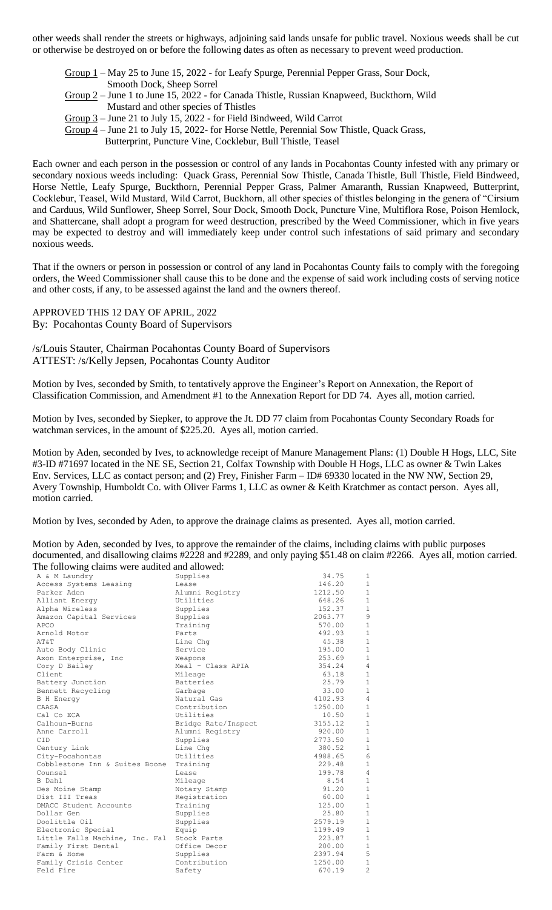other weeds shall render the streets or highways, adjoining said lands unsafe for public travel. Noxious weeds shall be cut or otherwise be destroyed on or before the following dates as often as necessary to prevent weed production.

- Group 1 – May 25 to June 15, 2022 - for Leafy Spurge, Perennial Pepper Grass, Sour Dock, Smooth Dock, Sheep Sorrel
- Group 2 – June 1 to June 15, 2022 - for Canada Thistle, Russian Knapweed, Buckthorn, Wild Mustard and other species of Thistles
- Group 3 – June 21 to July 15, 2022 - for Field Bindweed, Wild Carrot
- Group 4 – June 21 to July 15, 2022- for Horse Nettle, Perennial Sow Thistle, Quack Grass, Butterprint, Puncture Vine, Cocklebur, Bull Thistle, Teasel

Each owner and each person in the possession or control of any lands in Pocahontas County infested with any primary or secondary noxious weeds including: Quack Grass, Perennial Sow Thistle, Canada Thistle, Bull Thistle, Field Bindweed, Horse Nettle, Leafy Spurge, Buckthorn, Perennial Pepper Grass, Palmer Amaranth, Russian Knapweed, Butterprint, Cocklebur, Teasel, Wild Mustard, Wild Carrot, Buckhorn, all other species of thistles belonging in the genera of "Cirsium and Carduus, Wild Sunflower, Sheep Sorrel, Sour Dock, Smooth Dock, Puncture Vine, Multiflora Rose, Poison Hemlock, and Shattercane, shall adopt a program for weed destruction, prescribed by the Weed Commissioner, which in five years may be expected to destroy and will immediately keep under control such infestations of said primary and secondary noxious weeds.

That if the owners or person in possession or control of any land in Pocahontas County fails to comply with the foregoing orders, the Weed Commissioner shall cause this to be done and the expense of said work including costs of serving notice and other costs, if any, to be assessed against the land and the owners thereof.

APPROVED THIS 12 DAY OF APRIL, 2022
By: Pocahontas County Board of Supervisors

/s/Louis Stauter, Chairman Pocahontas County Board of Supervisors
ATTEST: /s/Kelly Jepsen, Pocahontas County Auditor

Motion by Ives, seconded by Smith, to tentatively approve the Engineer's Report on Annexation, the Report of Classification Commission, and Amendment #1 to the Annexation Report for DD 74. Ayes all, motion carried.

Motion by Ives, seconded by Siepker, to approve the Jt. DD 77 claim from Pocahontas County Secondary Roads for watchman services, in the amount of $225.20. Ayes all, motion carried.

Motion by Aden, seconded by Ives, to acknowledge receipt of Manure Management Plans: (1) Double H Hogs, LLC, Site #3-ID #71697 located in the NE SE, Section 21, Colfax Township with Double H Hogs, LLC as owner & Twin Lakes Env. Services, LLC as contact person; and (2) Frey, Finisher Farm – ID# 69330 located in the NW NW, Section 29, Avery Township, Humboldt Co. with Oliver Farms 1, LLC as owner & Keith Kratchmer as contact person. Ayes all, motion carried.

Motion by Ives, seconded by Aden, to approve the drainage claims as presented. Ayes all, motion carried.

Motion by Aden, seconded by Ives, to approve the remainder of the claims, including claims with public purposes documented, and disallowing claims #2228 and #2289, and only paying $51.48 on claim #2266. Ayes all, motion carried.
The following claims were audited and allowed:

| | | | |
|---|---|---|---|
| A & M Laundry | Supplies | 34.75 | 1 |
| Access Systems Leasing | Lease | 146.20 | 1 |
| Parker Aden | Alumni Registry | 1212.50 | 1 |
| Alliant Energy | Utilities | 648.26 | 1 |
| Alpha Wireless | Supplies | 152.37 | 1 |
| Amazon Capital Services | Supplies | 2063.77 | 9 |
| APCO | Training | 570.00 | 1 |
| Arnold Motor | Parts | 492.93 | 1 |
| AT&T | Line Chg | 45.38 | 1 |
| Auto Body Clinic | Service | 195.00 | 1 |
| Axon Enterprise, Inc | Weapons | 253.69 | 1 |
| Cory D Bailey | Meal - Class APIA | 354.24 | 4 |
| Client | Mileage | 63.18 | 1 |
| Battery Junction | Batteries | 25.79 | 1 |
| Bennett Recycling | Garbage | 33.00 | 1 |
| B H Energy | Natural Gas | 4102.93 | 4 |
| CAASA | Contribution | 1250.00 | 1 |
| Cal Co ECA | Utilities | 10.50 | 1 |
| Calhoun-Burns | Bridge Rate/Inspect | 3155.12 | 1 |
| Anne Carroll | Alumni Registry | 920.00 | 1 |
| CID | Supplies | 2773.50 | 1 |
| Century Link | Line Chg | 380.52 | 1 |
| City-Pocahontas | Utilities | 4988.65 | 6 |
| Cobblestone Inn & Suites Boone | Training | 229.48 | 1 |
| Counsel | Lease | 199.78 | 4 |
| B Dahl | Mileage | 8.54 | 1 |
| Des Moine Stamp | Notary Stamp | 91.20 | 1 |
| Dist III Treas | Registration | 60.00 | 1 |
| DMACC Student Accounts | Training | 125.00 | 1 |
| Dollar Gen | Supplies | 25.80 | 1 |
| Doolittle Oil | Supplies | 2579.19 | 1 |
| Electronic Special | Equip | 1199.49 | 1 |
| Little Falls Machine, Inc. Fal | Stock Parts | 223.87 | 1 |
| Family First Dental | Office Decor | 200.00 | 1 |
| Farm & Home | Supplies | 2397.94 | 5 |
| Family Crisis Center | Contribution | 1250.00 | 1 |
| Feld Fire | Safety | 670.19 | 2 |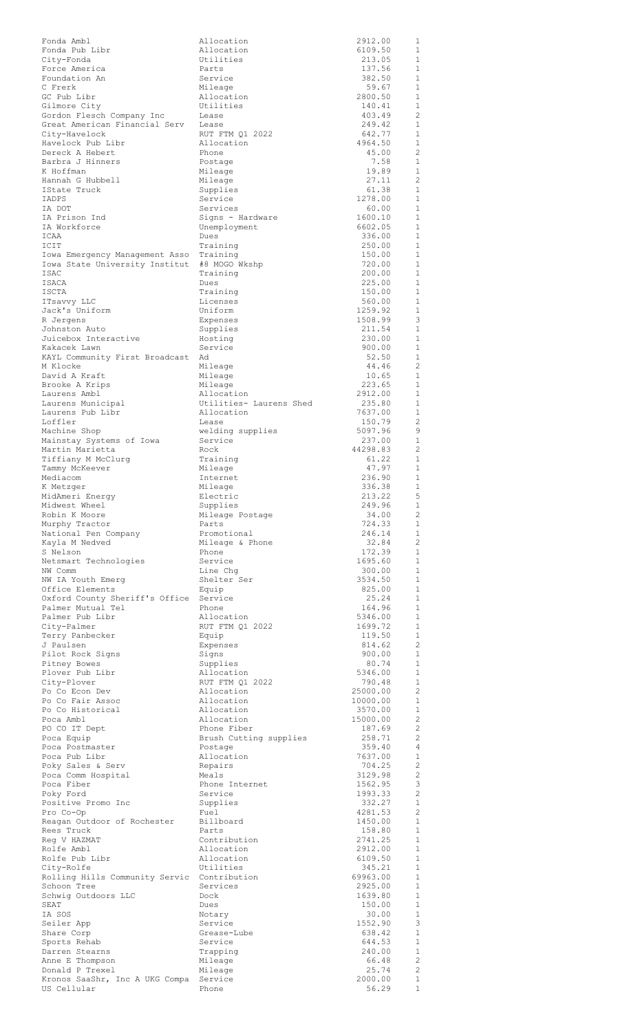| | | | |
|---|---|---|---|
| Fonda Ambl | Allocation | 2912.00 | 1 |
| Fonda Pub Libr | Allocation | 6109.50 | 1 |
| City-Fonda | Utilities | 213.05 | 1 |
| Force America | Parts | 137.56 | 1 |
| Foundation An | Service | 382.50 | 1 |
| C Frerk | Mileage | 59.67 | 1 |
| GC Pub Libr | Allocation | 2800.50 | 1 |
| Gilmore City | Utilities | 140.41 | 1 |
| Gordon Flesch Company Inc | Lease | 403.49 | 2 |
| Great American Financial Serv | Lease | 249.42 | 1 |
| City-Havelock | RUT FTM Q1 2022 | 642.77 | 1 |
| Havelock Pub Libr | Allocation | 4964.50 | 1 |
| Dereck A Hebert | Phone | 45.00 | 2 |
| Barbra J Hinners | Postage | 7.58 | 1 |
| K Hoffman | Mileage | 19.89 | 1 |
| Hannah G Hubbell | Mileage | 27.11 | 2 |
| IState Truck | Supplies | 61.38 | 1 |
| IADPS | Service | 1278.00 | 1 |
| IA DOT | Services | 60.00 | 1 |
| IA Prison Ind | Signs - Hardware | 1600.10 | 1 |
| IA Workforce | Unemployment | 6602.05 | 1 |
| ICAA | Dues | 336.00 | 1 |
| ICIT | Training | 250.00 | 1 |
| Iowa Emergency Management Asso | Training | 150.00 | 1 |
| Iowa State University Institut | #8 MOGO Wkshp | 720.00 | 1 |
| ISAC | Training | 200.00 | 1 |
| ISACA | Dues | 225.00 | 1 |
| ISCTA | Training | 150.00 | 1 |
| ITsavvy LLC | Licenses | 560.00 | 1 |
| Jack's Uniform | Uniform | 1259.92 | 1 |
| R Jergens | Expenses | 1508.99 | 3 |
| Johnston Auto | Supplies | 211.54 | 1 |
| Juicebox Interactive | Hosting | 230.00 | 1 |
| Kakacek Lawn | Service | 900.00 | 1 |
| KAYL Community First Broadcast | Ad | 52.50 | 1 |
| M Klocke | Mileage | 44.46 | 2 |
| David A Kraft | Mileage | 10.65 | 1 |
| Brooke A Krips | Mileage | 223.65 | 1 |
| Laurens Ambl | Allocation | 2912.00 | 1 |
| Laurens Municipal | Utilities- Laurens Shed | 235.80 | 1 |
| Laurens Pub Libr | Allocation | 7637.00 | 1 |
| Loffler | Lease | 150.79 | 2 |
| Machine Shop | welding supplies | 5097.96 | 9 |
| Mainstay Systems of Iowa | Service | 237.00 | 1 |
| Martin Marietta | Rock | 44298.83 | 2 |
| Tiffiany M McClurg | Training | 61.22 | 1 |
| Tammy McKeever | Mileage | 47.97 | 1 |
| Mediacom | Internet | 236.90 | 1 |
| K Metzger | Mileage | 336.38 | 1 |
| MidAmeri Energy | Electric | 213.22 | 5 |
| Midwest Wheel | Supplies | 249.96 | 1 |
| Robin K Moore | Mileage Postage | 34.00 | 2 |
| Murphy Tractor | Parts | 724.33 | 1 |
| National Pen Company | Promotional | 246.14 | 1 |
| Kayla M Nedved | Mileage & Phone | 32.84 | 2 |
| S Nelson | Phone | 172.39 | 1 |
| Netsmart Technologies | Service | 1695.60 | 1 |
| NW Comm | Line Chg | 300.00 | 1 |
| NW IA Youth Emerg | Shelter Ser | 3534.50 | 1 |
| Office Elements | Equip | 825.00 | 1 |
| Oxford County Sheriff's Office | Service | 25.24 | 1 |
| Palmer Mutual Tel | Phone | 164.96 | 1 |
| Palmer Pub Libr | Allocation | 5346.00 | 1 |
| City-Palmer | RUT FTM Q1 2022 | 1699.72 | 1 |
| Terry Panbecker | Equip | 119.50 | 1 |
| J Paulsen | Expenses | 814.62 | 2 |
| Pilot Rock Signs | Signs | 900.00 | 1 |
| Pitney Bowes | Supplies | 80.74 | 1 |
| Plover Pub Libr | Allocation | 5346.00 | 1 |
| City-Plover | RUT FTM Q1 2022 | 790.48 | 1 |
| Po Co Econ Dev | Allocation | 25000.00 | 2 |
| Po Co Fair Assoc | Allocation | 10000.00 | 1 |
| Po Co Historical | Allocation | 3570.00 | 1 |
| Poca Ambl | Allocation | 15000.00 | 2 |
| PO CO IT Dept | Phone Fiber | 187.69 | 2 |
| Poca Equip | Brush Cutting supplies | 258.71 | 2 |
| Poca Postmaster | Postage | 359.40 | 4 |
| Poca Pub Libr | Allocation | 7637.00 | 1 |
| Poky Sales & Serv | Repairs | 704.25 | 2 |
| Poca Comm Hospital | Meals | 3129.98 | 2 |
| Poca Fiber | Phone Internet | 1562.95 | 3 |
| Poky Ford | Service | 1993.33 | 2 |
| Positive Promo Inc | Supplies | 332.27 | 1 |
| Pro Co-Op | Fuel | 4281.53 | 2 |
| Reagan Outdoor of Rochester | Billboard | 1450.00 | 1 |
| Rees Truck | Parts | 158.80 | 1 |
| Reg V HAZMAT | Contribution | 2741.25 | 1 |
| Rolfe Ambl | Allocation | 2912.00 | 1 |
| Rolfe Pub Libr | Allocation | 6109.50 | 1 |
| City-Rolfe | Utilities | 345.21 | 1 |
| Rolling Hills Community Servic | Contribution | 69963.00 | 1 |
| Schoon Tree | Services | 2925.00 | 1 |
| Schwig Outdoors LLC | Dock | 1639.80 | 1 |
| SEAT | Dues | 150.00 | 1 |
| IA SOS | Notary | 30.00 | 1 |
| Seiler App | Service | 1552.90 | 3 |
| Share Corp | Grease-Lube | 638.42 | 1 |
| Sports Rehab | Service | 644.53 | 1 |
| Darren Stearns | Trapping | 240.00 | 1 |
| Anne E Thompson | Mileage | 66.48 | 2 |
| Donald P Trexel | Mileage | 25.74 | 2 |
| Kronos SaaShr, Inc A UKG Compa | Service | 2000.00 | 1 |
| US Cellular | Phone | 56.29 | 1 |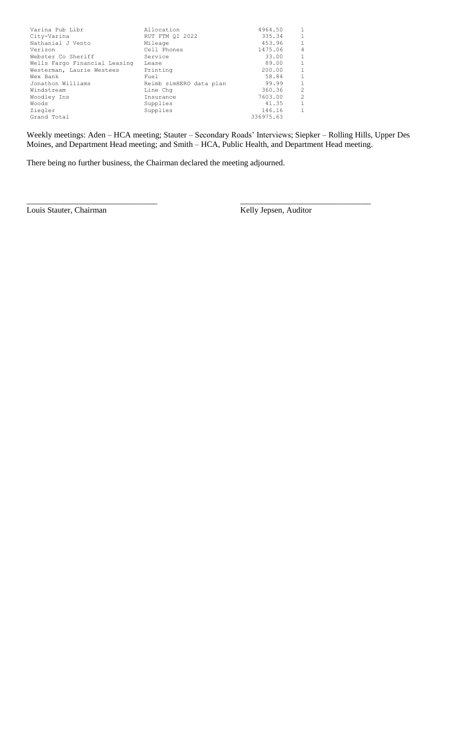| | | | |
|---|---|---|---|
| Varina Pub Libr | Allocation | 4964.50 | 1 |
| City-Varina | RUT FTM Q1 2022 | 335.34 | 1 |
| Nathanial J Vento | Mileage | 453.96 | 1 |
| Verizon | Cell Phones | 1475.06 | 4 |
| Webster Co Sheriff | Service | 33.00 | 1 |
| Wells Fargo Financial Leasing | Lease | 89.00 | 1 |
| Westerman, Laurie Westees | Printing | 200.00 | 1 |
| Wex Bank | Fuel | 58.84 | 1 |
| Jonathon Williams | Reimb simHERO data plan | 99.99 | 1 |
| Windstream | Line Chg | 360.36 | 2 |
| Woodley Ins | Insurance | 7603.00 | 2 |
| Woods | Supplies | 41.35 | 1 |
| Ziegler | Supplies | 146.16 | 1 |
| Grand Total | | 336975.63 | |

Weekly meetings: Aden – HCA meeting; Stauter – Secondary Roads' Interviews; Siepker – Rolling Hills, Upper Des Moines, and Department Head meeting; and Smith – HCA, Public Health, and Department Head meeting.

There being no further business, the Chairman declared the meeting adjourned.

_______________________________ _______________________________

Louis Stauter, Chairman Kelly Jepsen, Auditor